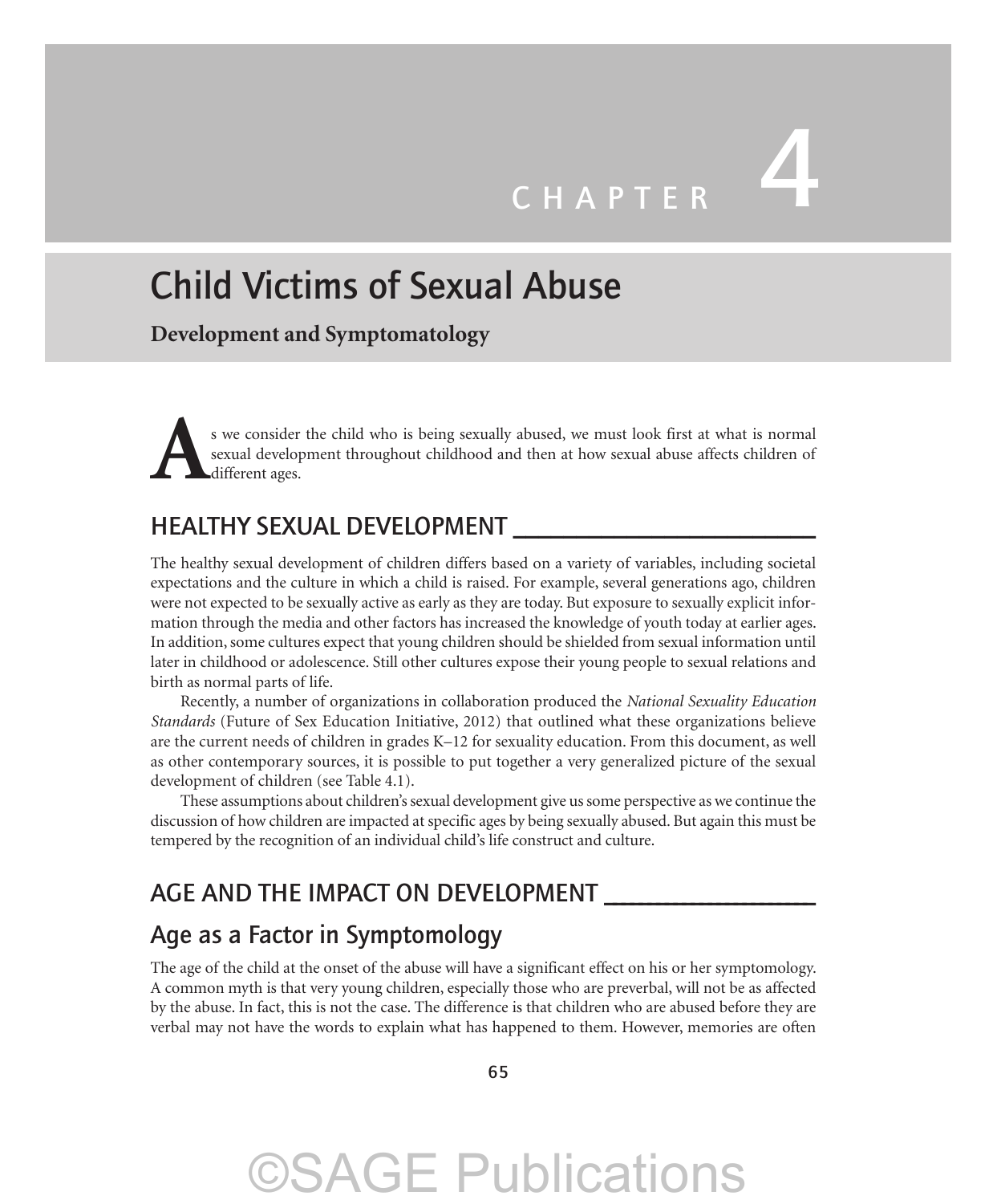# CHAPTER 4

# Child Victims of Sexual Abuse

**Development and Symptomatology**

As we consider the child who is being sexually abused, we must look first at what is normal sexual development throughout childhood and then at how sexual abuse affects children of different ages.

## HEALTHY SEXUAL DEVELOPMENT

The healthy sexual development of children differs based on a variety of variables, including societal expectations and the culture in which a child is raised. For example, several generations ago, children were not expected to be sexually active as early as they are today. But exposure to sexually explicit information through the media and other factors has increased the knowledge of youth today at earlier ages. In addition, some cultures expect that young children should be shielded from sexual information until later in childhood or adolescence. Still other cultures expose their young people to sexual relations and birth as normal parts of life.

Recently, a number of organizations in collaboration produced the *National Sexuality Education Standards* (Future of Sex Education Initiative, 2012) that outlined what these organizations believe are the current needs of children in grades K–12 for sexuality education. From this document, as well as other contemporary sources, it is possible to put together a very generalized picture of the sexual development of children (see Table 4.1).

These assumptions about children's sexual development give us some perspective as we continue the discussion of how children are impacted at specific ages by being sexually abused. But again this must be tempered by the recognition of an individual child's life construct and culture.

## AGE AND THE IMPACT ON DEVELOPMENT

### Age as a Factor in Symptomology

The age of the child at the onset of the abuse will have a significant effect on his or her symptomology. A common myth is that very young children, especially those who are preverbal, will not be as affected by the abuse. In fact, this is not the case. The difference is that children who are abused before they are verbal may not have the words to explain what has happened to them. However, memories are often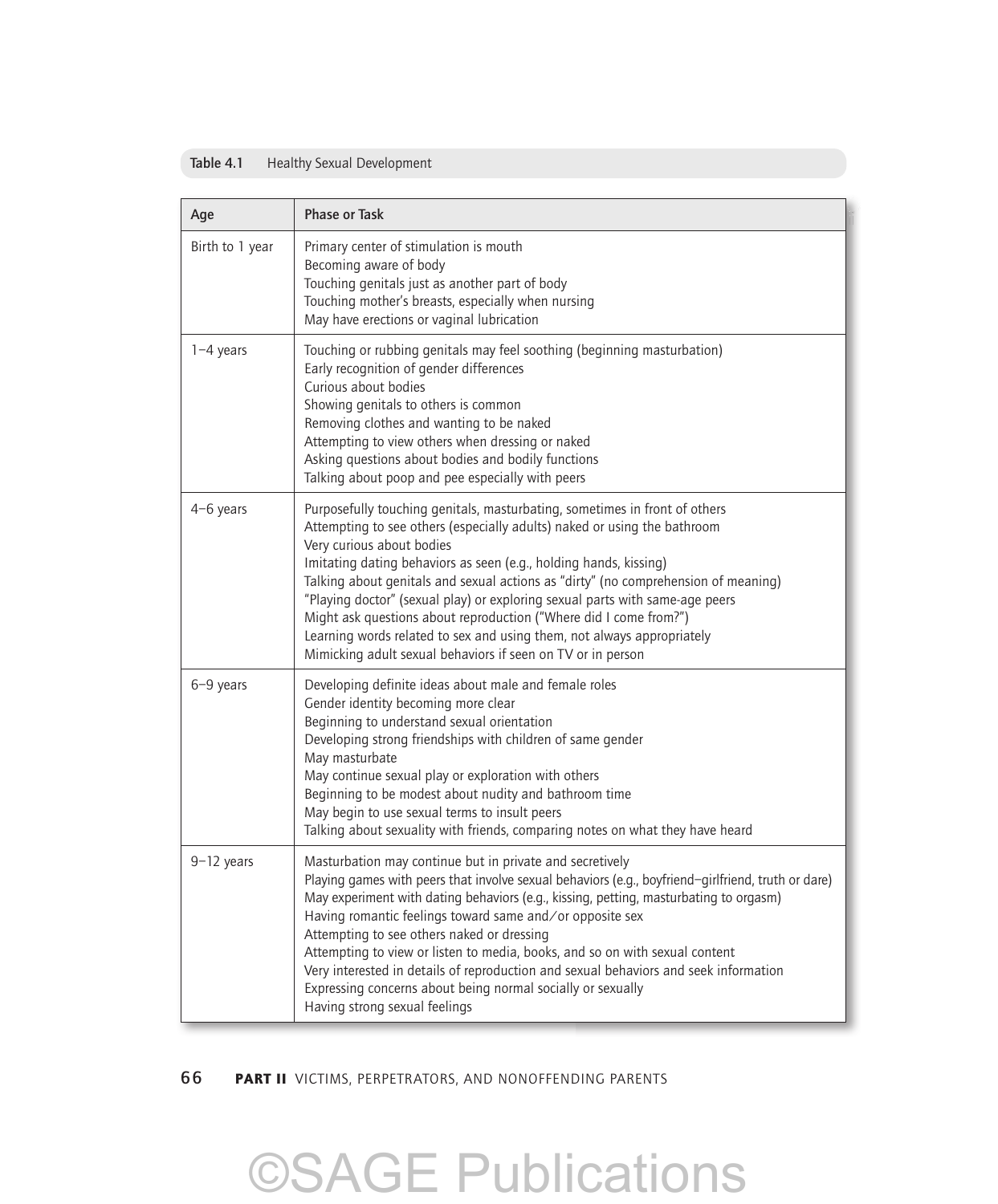**Table 4.1** Healthy Sexual Development

| Age | Phase or Task |
|---|---|
| Birth to 1 year | Primary center of stimulation is mouth<br>Becoming aware of body<br>Touching genitals just as another part of body<br>Touching mother's breasts, especially when nursing<br>May have erections or vaginal lubrication |
| 1–4 years | Touching or rubbing genitals may feel soothing (beginning masturbation)<br>Early recognition of gender differences<br>Curious about bodies<br>Showing genitals to others is common<br>Removing clothes and wanting to be naked<br>Attempting to view others when dressing or naked<br>Asking questions about bodies and bodily functions<br>Talking about poop and pee especially with peers |
| 4–6 years | Purposefully touching genitals, masturbating, sometimes in front of others<br>Attempting to see others (especially adults) naked or using the bathroom<br>Very curious about bodies<br>Imitating dating behaviors as seen (e.g., holding hands, kissing)<br>Talking about genitals and sexual actions as "dirty" (no comprehension of meaning)<br>"Playing doctor" (sexual play) or exploring sexual parts with same-age peers<br>Might ask questions about reproduction ("Where did I come from?")<br>Learning words related to sex and using them, not always appropriately<br>Mimicking adult sexual behaviors if seen on TV or in person |
| 6–9 years | Developing definite ideas about male and female roles<br>Gender identity becoming more clear<br>Beginning to understand sexual orientation<br>Developing strong friendships with children of same gender<br>May masturbate<br>May continue sexual play or exploration with others<br>Beginning to be modest about nudity and bathroom time<br>May begin to use sexual terms to insult peers<br>Talking about sexuality with friends, comparing notes on what they have heard |
| 9–12 years | Masturbation may continue but in private and secretively<br>Playing games with peers that involve sexual behaviors (e.g., boyfriend–girlfriend, truth or dare)<br>May experiment with dating behaviors (e.g., kissing, petting, masturbating to orgasm)<br>Having romantic feelings toward same and/or opposite sex<br>Attempting to see others naked or dressing<br>Attempting to view or listen to media, books, and so on with sexual content<br>Very interested in details of reproduction and sexual behaviors and seek information<br>Expressing concerns about being normal socially or sexually<br>Having strong sexual feelings |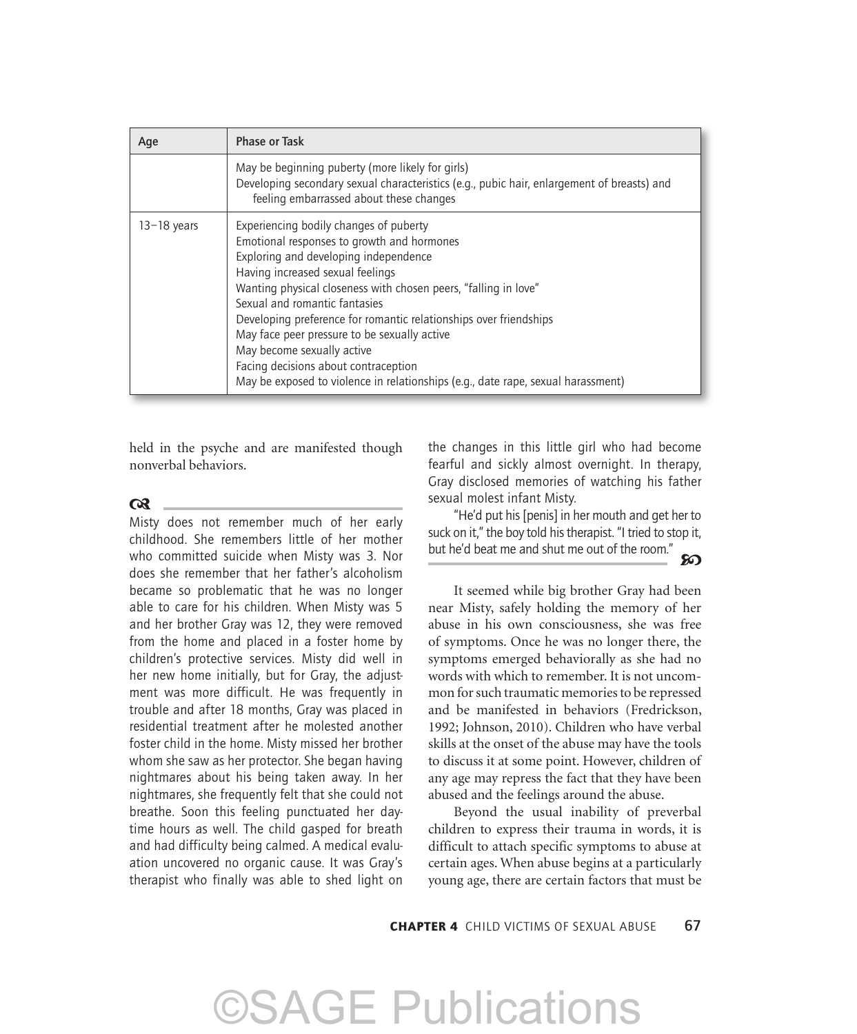| Age | Phase or Task |
|---|---|
| | May be beginning puberty (more likely for girls)<br>Developing secondary sexual characteristics (e.g., pubic hair, enlargement of breasts) and feeling embarrassed about these changes |
| 13–18 years | Experiencing bodily changes of puberty<br>Emotional responses to growth and hormones<br>Exploring and developing independence<br>Having increased sexual feelings<br>Wanting physical closeness with chosen peers, "falling in love"<br>Sexual and romantic fantasies<br>Developing preference for romantic relationships over friendships<br>May face peer pressure to be sexually active<br>May become sexually active<br>Facing decisions about contraception<br>May be exposed to violence in relationships (e.g., date rape, sexual harassment) |

held in the psyche and are manifested though nonverbal behaviors.

---

Misty does not remember much of her early childhood. She remembers little of her mother who committed suicide when Misty was 3. Nor does she remember that her father's alcoholism became so problematic that he was no longer able to care for his children. When Misty was 5 and her brother Gray was 12, they were removed from the home and placed in a foster home by children's protective services. Misty did well in her new home initially, but for Gray, the adjustment was more difficult. He was frequently in trouble and after 18 months, Gray was placed in residential treatment after he molested another foster child in the home. Misty missed her brother whom she saw as her protector. She began having nightmares about his being taken away. In her nightmares, she frequently felt that she could not breathe. Soon this feeling punctuated her daytime hours as well. The child gasped for breath and had difficulty being calmed. A medical evaluation uncovered no organic cause. It was Gray's therapist who finally was able to shed light on the changes in this little girl who had become fearful and sickly almost overnight. In therapy, Gray disclosed memories of watching his father sexual molest infant Misty.

"He'd put his [penis] in her mouth and get her to suck on it," the boy told his therapist. "I tried to stop it, but he'd beat me and shut me out of the room."

---

It seemed while big brother Gray had been near Misty, safely holding the memory of her abuse in his own consciousness, she was free of symptoms. Once he was no longer there, the symptoms emerged behaviorally as she had no words with which to remember. It is not uncommon for such traumatic memories to be repressed and be manifested in behaviors (Fredrickson, 1992; Johnson, 2010). Children who have verbal skills at the onset of the abuse may have the tools to discuss it at some point. However, children of any age may repress the fact that they have been abused and the feelings around the abuse.

Beyond the usual inability of preverbal children to express their trauma in words, it is difficult to attach specific symptoms to abuse at certain ages. When abuse begins at a particularly young age, there are certain factors that must be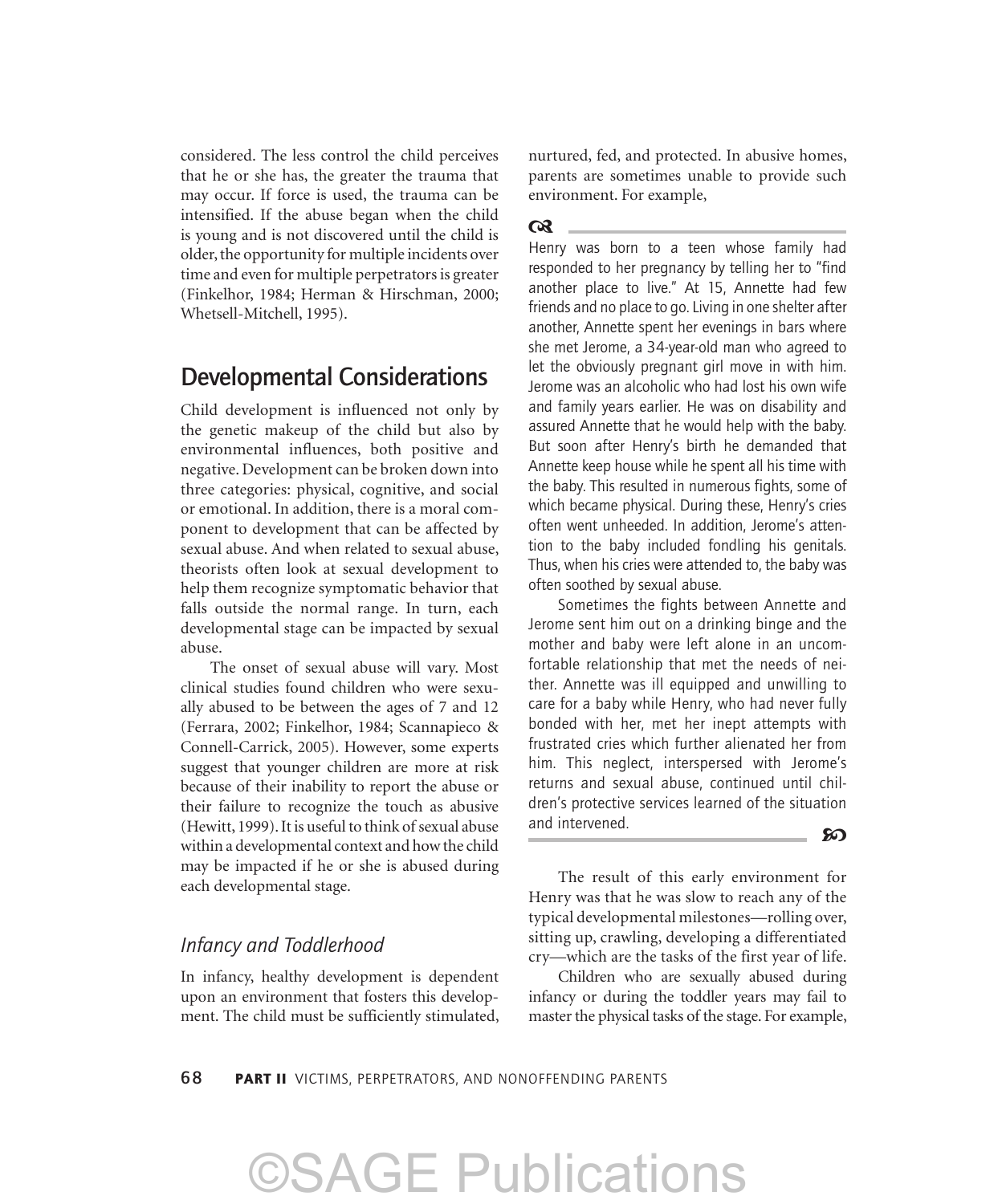considered. The less control the child perceives that he or she has, the greater the trauma that may occur. If force is used, the trauma can be intensified. If the abuse began when the child is young and is not discovered until the child is older, the opportunity for multiple incidents over time and even for multiple perpetrators is greater (Finkelhor, 1984; Herman & Hirschman, 2000; Whetsell-Mitchell, 1995).

## Developmental Considerations

Child development is influenced not only by the genetic makeup of the child but also by environmental influences, both positive and negative. Development can be broken down into three categories: physical, cognitive, and social or emotional. In addition, there is a moral component to development that can be affected by sexual abuse. And when related to sexual abuse, theorists often look at sexual development to help them recognize symptomatic behavior that falls outside the normal range. In turn, each developmental stage can be impacted by sexual abuse.

The onset of sexual abuse will vary. Most clinical studies found children who were sexually abused to be between the ages of 7 and 12 (Ferrara, 2002; Finkelhor, 1984; Scannapieco & Connell-Carrick, 2005). However, some experts suggest that younger children are more at risk because of their inability to report the abuse or their failure to recognize the touch as abusive (Hewitt, 1999). It is useful to think of sexual abuse within a developmental context and how the child may be impacted if he or she is abused during each developmental stage.

### *Infancy and Toddlerhood*

In infancy, healthy development is dependent upon an environment that fosters this development. The child must be sufficiently stimulated, nurtured, fed, and protected. In abusive homes, parents are sometimes unable to provide such environment. For example,

---

Henry was born to a teen whose family had responded to her pregnancy by telling her to "find another place to live." At 15, Annette had few friends and no place to go. Living in one shelter after another, Annette spent her evenings in bars where she met Jerome, a 34-year-old man who agreed to let the obviously pregnant girl move in with him. Jerome was an alcoholic who had lost his own wife and family years earlier. He was on disability and assured Annette that he would help with the baby. But soon after Henry's birth he demanded that Annette keep house while he spent all his time with the baby. This resulted in numerous fights, some of which became physical. During these, Henry's cries often went unheeded. In addition, Jerome's attention to the baby included fondling his genitals. Thus, when his cries were attended to, the baby was often soothed by sexual abuse.

Sometimes the fights between Annette and Jerome sent him out on a drinking binge and the mother and baby were left alone in an uncomfortable relationship that met the needs of neither. Annette was ill equipped and unwilling to care for a baby while Henry, who had never fully bonded with her, met her inept attempts with frustrated cries which further alienated her from him. This neglect, interspersed with Jerome's returns and sexual abuse, continued until children's protective services learned of the situation and intervened.

---

The result of this early environment for Henry was that he was slow to reach any of the typical developmental milestones—rolling over, sitting up, crawling, developing a differentiated cry—which are the tasks of the first year of life.

Children who are sexually abused during infancy or during the toddler years may fail to master the physical tasks of the stage. For example,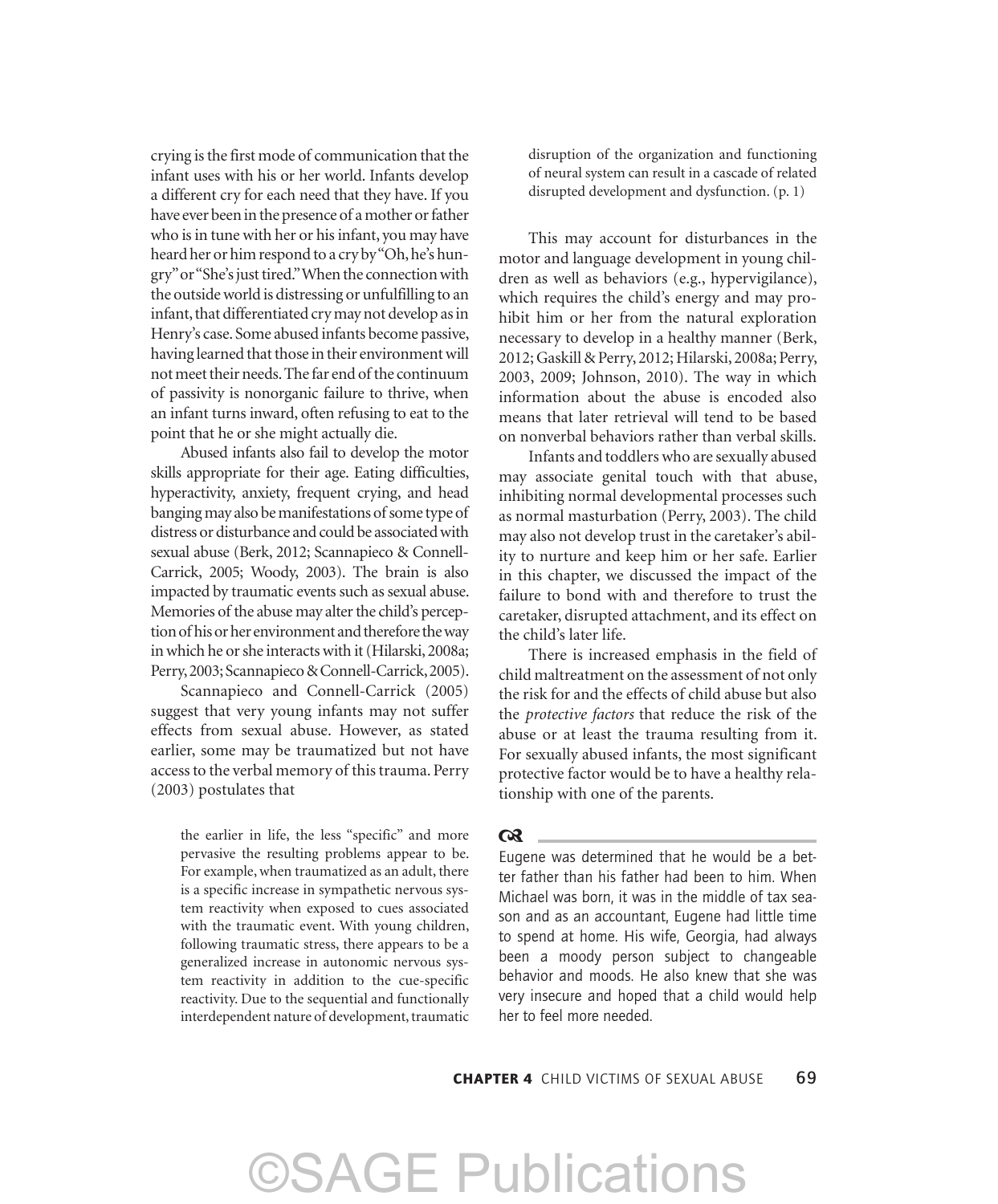crying is the first mode of communication that the infant uses with his or her world. Infants develop a different cry for each need that they have. If you have ever been in the presence of a mother or father who is in tune with her or his infant, you may have heard her or him respond to a cry by "Oh, he's hungry" or "She's just tired." When the connection with the outside world is distressing or unfulfilling to an infant, that differentiated cry may not develop as in Henry's case. Some abused infants become passive, having learned that those in their environment will not meet their needs. The far end of the continuum of passivity is nonorganic failure to thrive, when an infant turns inward, often refusing to eat to the point that he or she might actually die.

Abused infants also fail to develop the motor skills appropriate for their age. Eating difficulties, hyperactivity, anxiety, frequent crying, and head banging may also be manifestations of some type of distress or disturbance and could be associated with sexual abuse (Berk, 2012; Scannapieco & Connell-Carrick, 2005; Woody, 2003). The brain is also impacted by traumatic events such as sexual abuse. Memories of the abuse may alter the child's perception of his or her environment and therefore the way in which he or she interacts with it (Hilarski, 2008a; Perry, 2003; Scannapieco & Connell-Carrick, 2005).

Scannapieco and Connell-Carrick (2005) suggest that very young infants may not suffer effects from sexual abuse. However, as stated earlier, some may be traumatized but not have access to the verbal memory of this trauma. Perry (2003) postulates that

> the earlier in life, the less "specific" and more pervasive the resulting problems appear to be. For example, when traumatized as an adult, there is a specific increase in sympathetic nervous system reactivity when exposed to cues associated with the traumatic event. With young children, following traumatic stress, there appears to be a generalized increase in autonomic nervous system reactivity in addition to the cue-specific reactivity. Due to the sequential and functionally interdependent nature of development, traumatic disruption of the organization and functioning of neural system can result in a cascade of related disrupted development and dysfunction. (p. 1)

This may account for disturbances in the motor and language development in young children as well as behaviors (e.g., hypervigilance), which requires the child's energy and may prohibit him or her from the natural exploration necessary to develop in a healthy manner (Berk, 2012; Gaskill & Perry, 2012; Hilarski, 2008a; Perry, 2003, 2009; Johnson, 2010). The way in which information about the abuse is encoded also means that later retrieval will tend to be based on nonverbal behaviors rather than verbal skills.

Infants and toddlers who are sexually abused may associate genital touch with that abuse, inhibiting normal developmental processes such as normal masturbation (Perry, 2003). The child may also not develop trust in the caretaker's ability to nurture and keep him or her safe. Earlier in this chapter, we discussed the impact of the failure to bond with and therefore to trust the caretaker, disrupted attachment, and its effect on the child's later life.

There is increased emphasis in the field of child maltreatment on the assessment of not only the risk for and the effects of child abuse but also the *protective factors* that reduce the risk of the abuse or at least the trauma resulting from it. For sexually abused infants, the most significant protective factor would be to have a healthy relationship with one of the parents.

---

Eugene was determined that he would be a better father than his father had been to him. When Michael was born, it was in the middle of tax season and as an accountant, Eugene had little time to spend at home. His wife, Georgia, had always been a moody person subject to changeable behavior and moods. He also knew that she was very insecure and hoped that a child would help her to feel more needed.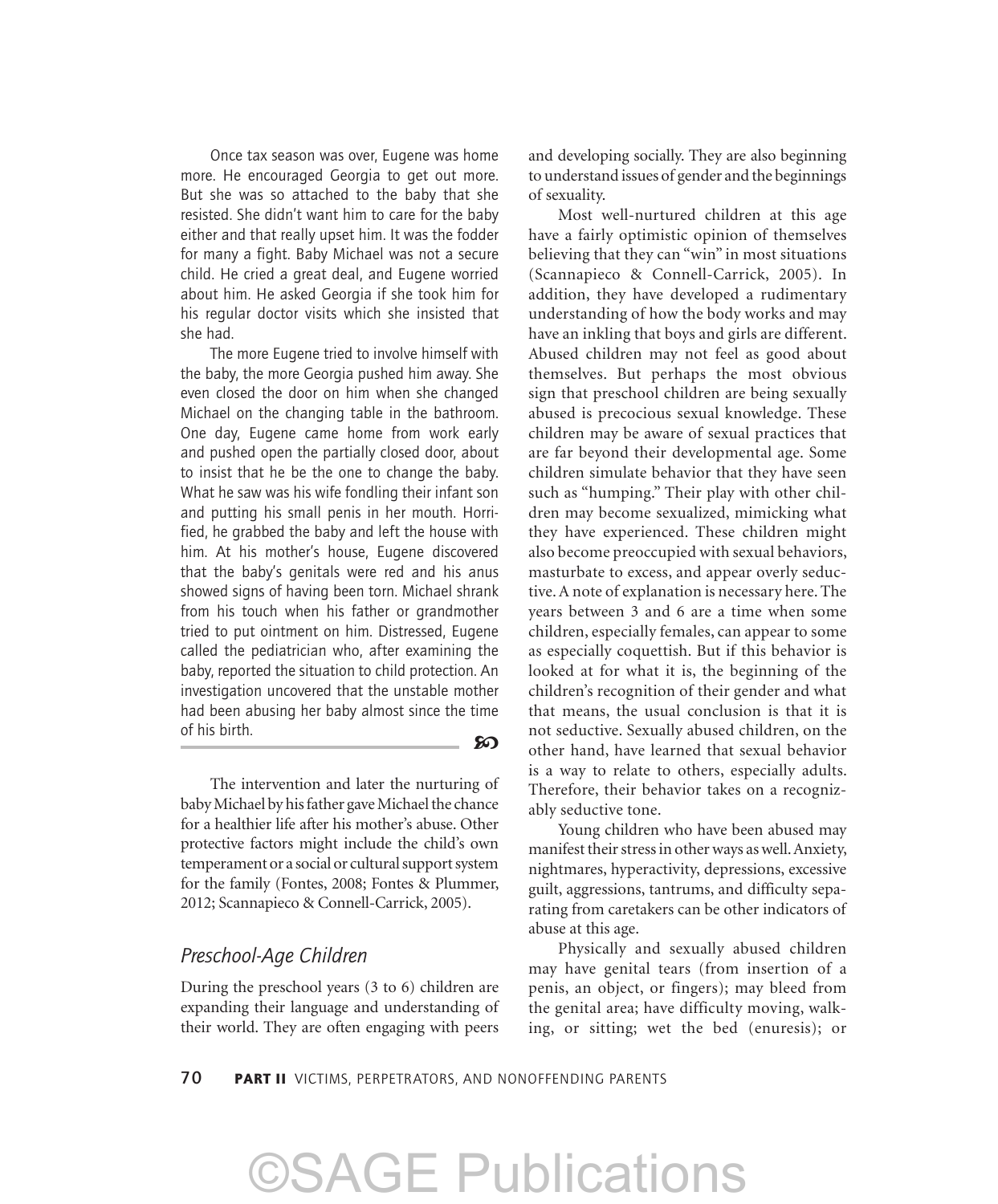Once tax season was over, Eugene was home more. He encouraged Georgia to get out more. But she was so attached to the baby that she resisted. She didn't want him to care for the baby either and that really upset him. It was the fodder for many a fight. Baby Michael was not a secure child. He cried a great deal, and Eugene worried about him. He asked Georgia if she took him for his regular doctor visits which she insisted that she had.

The more Eugene tried to involve himself with the baby, the more Georgia pushed him away. She even closed the door on him when she changed Michael on the changing table in the bathroom. One day, Eugene came home from work early and pushed open the partially closed door, about to insist that he be the one to change the baby. What he saw was his wife fondling their infant son and putting his small penis in her mouth. Horrified, he grabbed the baby and left the house with him. At his mother's house, Eugene discovered that the baby's genitals were red and his anus showed signs of having been torn. Michael shrank from his touch when his father or grandmother tried to put ointment on him. Distressed, Eugene called the pediatrician who, after examining the baby, reported the situation to child protection. An investigation uncovered that the unstable mother had been abusing her baby almost since the time of his birth.

The intervention and later the nurturing of baby Michael by his father gave Michael the chance for a healthier life after his mother's abuse. Other protective factors might include the child's own temperament or a social or cultural support system for the family (Fontes, 2008; Fontes & Plummer, 2012; Scannapieco & Connell-Carrick, 2005).

### *Preschool-Age Children*

During the preschool years (3 to 6) children are expanding their language and understanding of their world. They are often engaging with peers and developing socially. They are also beginning to understand issues of gender and the beginnings of sexuality.

Most well-nurtured children at this age have a fairly optimistic opinion of themselves believing that they can "win" in most situations (Scannapieco & Connell-Carrick, 2005). In addition, they have developed a rudimentary understanding of how the body works and may have an inkling that boys and girls are different. Abused children may not feel as good about themselves. But perhaps the most obvious sign that preschool children are being sexually abused is precocious sexual knowledge. These children may be aware of sexual practices that are far beyond their developmental age. Some children simulate behavior that they have seen such as "humping." Their play with other children may become sexualized, mimicking what they have experienced. These children might also become preoccupied with sexual behaviors, masturbate to excess, and appear overly seductive. A note of explanation is necessary here. The years between 3 and 6 are a time when some children, especially females, can appear to some as especially coquettish. But if this behavior is looked at for what it is, the beginning of the children's recognition of their gender and what that means, the usual conclusion is that it is not seductive. Sexually abused children, on the other hand, have learned that sexual behavior is a way to relate to others, especially adults. Therefore, their behavior takes on a recognizably seductive tone.

Young children who have been abused may manifest their stress in other ways as well. Anxiety, nightmares, hyperactivity, depressions, excessive guilt, aggressions, tantrums, and difficulty separating from caretakers can be other indicators of abuse at this age.

Physically and sexually abused children may have genital tears (from insertion of a penis, an object, or fingers); may bleed from the genital area; have difficulty moving, walking, or sitting; wet the bed (enuresis); or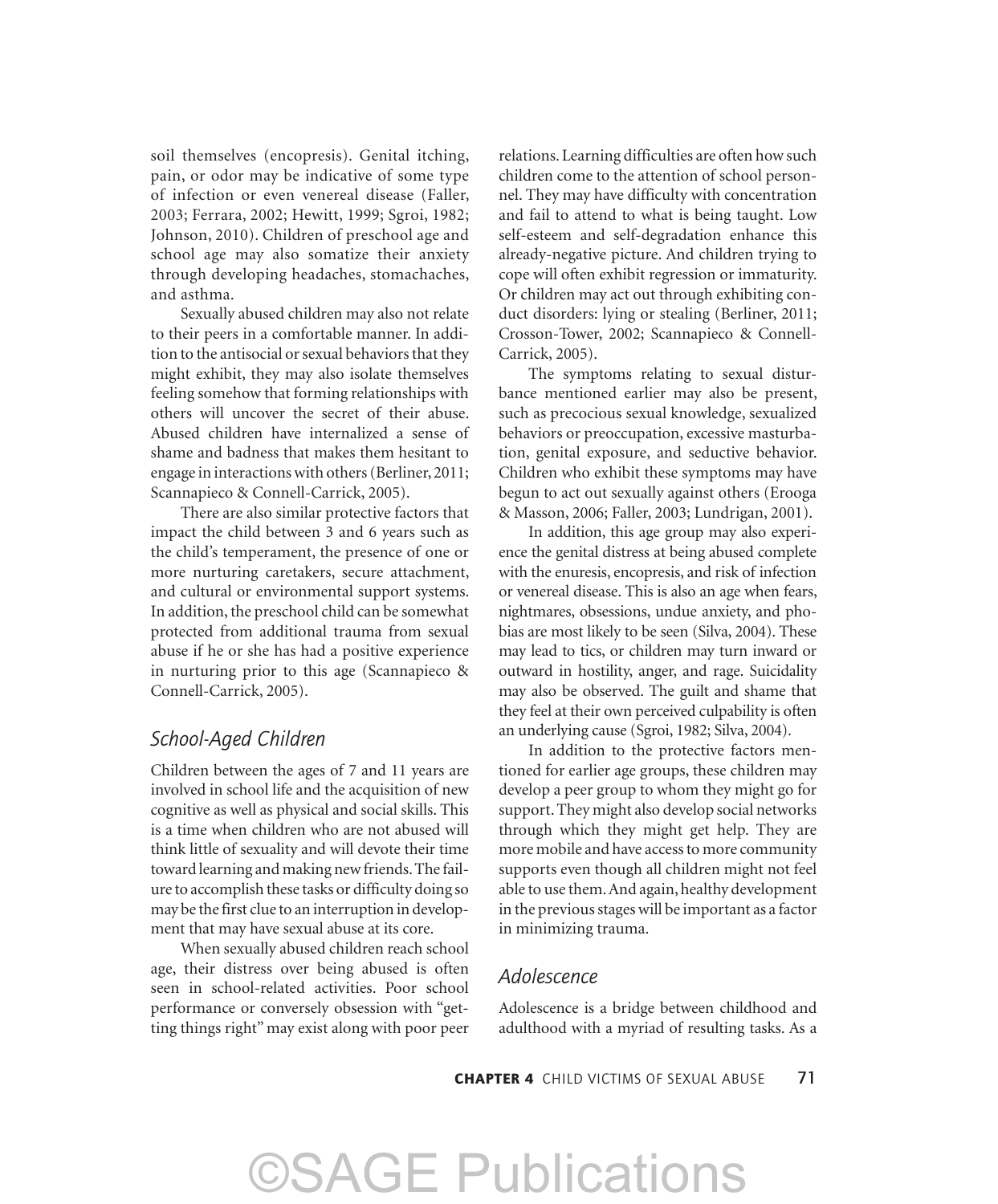soil themselves (encopresis). Genital itching, pain, or odor may be indicative of some type of infection or even venereal disease (Faller, 2003; Ferrara, 2002; Hewitt, 1999; Sgroi, 1982; Johnson, 2010). Children of preschool age and school age may also somatize their anxiety through developing headaches, stomachaches, and asthma.

Sexually abused children may also not relate to their peers in a comfortable manner. In addition to the antisocial or sexual behaviors that they might exhibit, they may also isolate themselves feeling somehow that forming relationships with others will uncover the secret of their abuse. Abused children have internalized a sense of shame and badness that makes them hesitant to engage in interactions with others (Berliner, 2011; Scannapieco & Connell-Carrick, 2005).

There are also similar protective factors that impact the child between 3 and 6 years such as the child's temperament, the presence of one or more nurturing caretakers, secure attachment, and cultural or environmental support systems. In addition, the preschool child can be somewhat protected from additional trauma from sexual abuse if he or she has had a positive experience in nurturing prior to this age (Scannapieco & Connell-Carrick, 2005).

## *School-Aged Children*

Children between the ages of 7 and 11 years are involved in school life and the acquisition of new cognitive as well as physical and social skills. This is a time when children who are not abused will think little of sexuality and will devote their time toward learning and making new friends. The failure to accomplish these tasks or difficulty doing so may be the first clue to an interruption in development that may have sexual abuse at its core.

When sexually abused children reach school age, their distress over being abused is often seen in school-related activities. Poor school performance or conversely obsession with "getting things right" may exist along with poor peer relations. Learning difficulties are often how such children come to the attention of school personnel. They may have difficulty with concentration and fail to attend to what is being taught. Low self-esteem and self-degradation enhance this already-negative picture. And children trying to cope will often exhibit regression or immaturity. Or children may act out through exhibiting conduct disorders: lying or stealing (Berliner, 2011; Crosson-Tower, 2002; Scannapieco & Connell-Carrick, 2005).

The symptoms relating to sexual disturbance mentioned earlier may also be present, such as precocious sexual knowledge, sexualized behaviors or preoccupation, excessive masturbation, genital exposure, and seductive behavior. Children who exhibit these symptoms may have begun to act out sexually against others (Erooga & Masson, 2006; Faller, 2003; Lundrigan, 2001).

In addition, this age group may also experience the genital distress at being abused complete with the enuresis, encopresis, and risk of infection or venereal disease. This is also an age when fears, nightmares, obsessions, undue anxiety, and phobias are most likely to be seen (Silva, 2004). These may lead to tics, or children may turn inward or outward in hostility, anger, and rage. Suicidality may also be observed. The guilt and shame that they feel at their own perceived culpability is often an underlying cause (Sgroi, 1982; Silva, 2004).

In addition to the protective factors mentioned for earlier age groups, these children may develop a peer group to whom they might go for support. They might also develop social networks through which they might get help. They are more mobile and have access to more community supports even though all children might not feel able to use them. And again, healthy development in the previous stages will be important as a factor in minimizing trauma.

## *Adolescence*

Adolescence is a bridge between childhood and adulthood with a myriad of resulting tasks. As a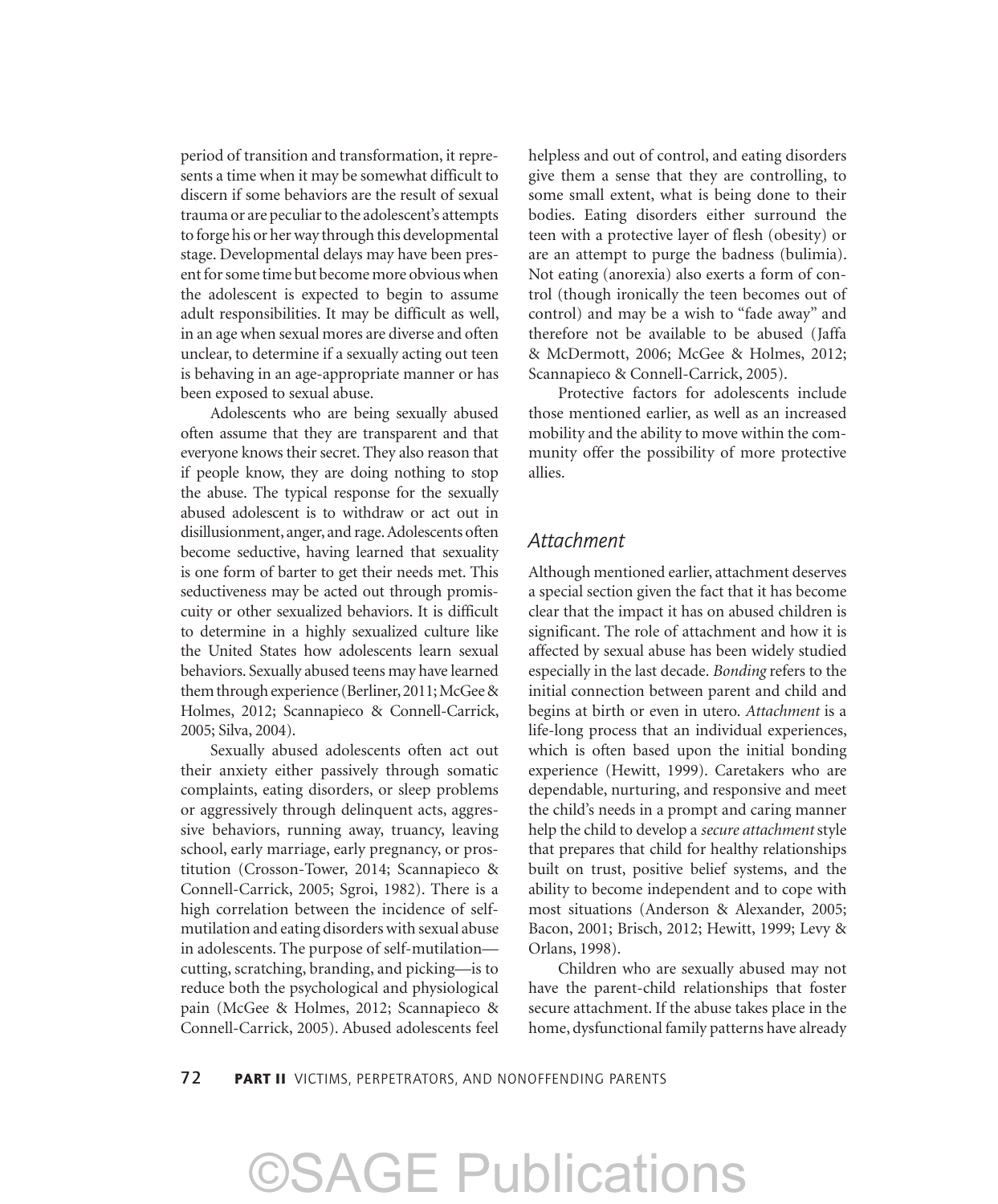period of transition and transformation, it represents a time when it may be somewhat difficult to discern if some behaviors are the result of sexual trauma or are peculiar to the adolescent's attempts to forge his or her way through this developmental stage. Developmental delays may have been present for some time but become more obvious when the adolescent is expected to begin to assume adult responsibilities. It may be difficult as well, in an age when sexual mores are diverse and often unclear, to determine if a sexually acting out teen is behaving in an age-appropriate manner or has been exposed to sexual abuse.

Adolescents who are being sexually abused often assume that they are transparent and that everyone knows their secret. They also reason that if people know, they are doing nothing to stop the abuse. The typical response for the sexually abused adolescent is to withdraw or act out in disillusionment, anger, and rage. Adolescents often become seductive, having learned that sexuality is one form of barter to get their needs met. This seductiveness may be acted out through promiscuity or other sexualized behaviors. It is difficult to determine in a highly sexualized culture like the United States how adolescents learn sexual behaviors. Sexually abused teens may have learned them through experience (Berliner, 2011; McGee & Holmes, 2012; Scannapieco & Connell-Carrick, 2005; Silva, 2004).

Sexually abused adolescents often act out their anxiety either passively through somatic complaints, eating disorders, or sleep problems or aggressively through delinquent acts, aggressive behaviors, running away, truancy, leaving school, early marriage, early pregnancy, or prostitution (Crosson-Tower, 2014; Scannapieco & Connell-Carrick, 2005; Sgroi, 1982). There is a high correlation between the incidence of self-mutilation and eating disorders with sexual abuse in adolescents. The purpose of self-mutilation—cutting, scratching, branding, and picking—is to reduce both the psychological and physiological pain (McGee & Holmes, 2012; Scannapieco & Connell-Carrick, 2005). Abused adolescents feel helpless and out of control, and eating disorders give them a sense that they are controlling, to some small extent, what is being done to their bodies. Eating disorders either surround the teen with a protective layer of flesh (obesity) or are an attempt to purge the badness (bulimia). Not eating (anorexia) also exerts a form of control (though ironically the teen becomes out of control) and may be a wish to "fade away" and therefore not be available to be abused (Jaffa & McDermott, 2006; McGee & Holmes, 2012; Scannapieco & Connell-Carrick, 2005).

Protective factors for adolescents include those mentioned earlier, as well as an increased mobility and the ability to move within the community offer the possibility of more protective allies.

## *Attachment*

Although mentioned earlier, attachment deserves a special section given the fact that it has become clear that the impact it has on abused children is significant. The role of attachment and how it is affected by sexual abuse has been widely studied especially in the last decade. *Bonding* refers to the initial connection between parent and child and begins at birth or even in utero. *Attachment* is a life-long process that an individual experiences, which is often based upon the initial bonding experience (Hewitt, 1999). Caretakers who are dependable, nurturing, and responsive and meet the child's needs in a prompt and caring manner help the child to develop a *secure attachment* style that prepares that child for healthy relationships built on trust, positive belief systems, and the ability to become independent and to cope with most situations (Anderson & Alexander, 2005; Bacon, 2001; Brisch, 2012; Hewitt, 1999; Levy & Orlans, 1998).

Children who are sexually abused may not have the parent-child relationships that foster secure attachment. If the abuse takes place in the home, dysfunctional family patterns have already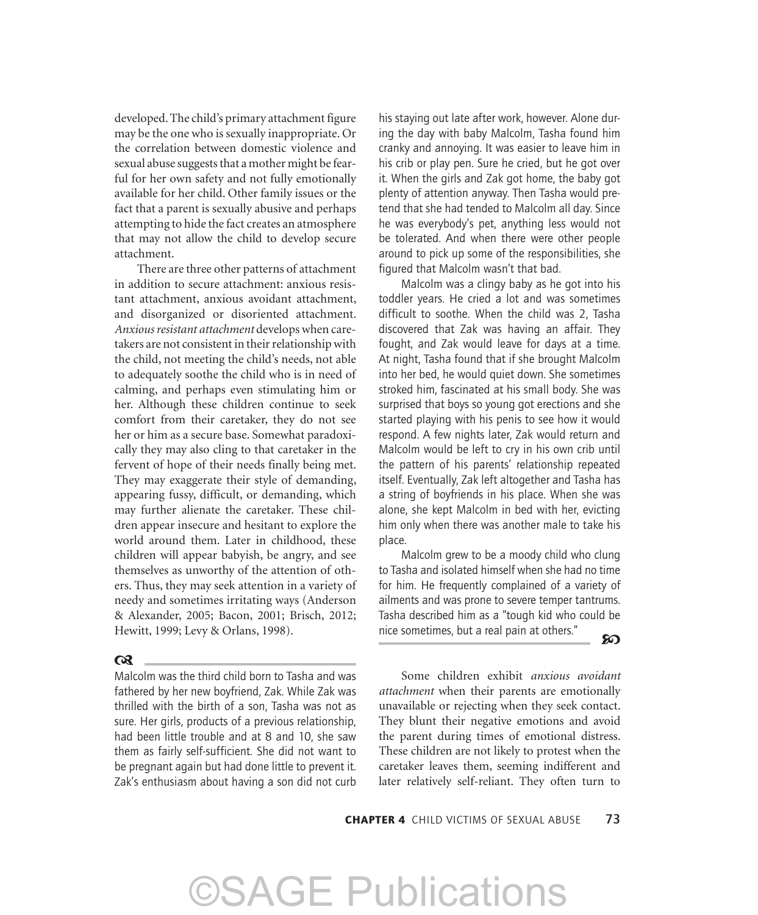developed. The child's primary attachment figure may be the one who is sexually inappropriate. Or the correlation between domestic violence and sexual abuse suggests that a mother might be fearful for her own safety and not fully emotionally available for her child. Other family issues or the fact that a parent is sexually abusive and perhaps attempting to hide the fact creates an atmosphere that may not allow the child to develop secure attachment.

There are three other patterns of attachment in addition to secure attachment: anxious resistant attachment, anxious avoidant attachment, and disorganized or disoriented attachment. *Anxious resistant attachment* develops when caretakers are not consistent in their relationship with the child, not meeting the child's needs, not able to adequately soothe the child who is in need of calming, and perhaps even stimulating him or her. Although these children continue to seek comfort from their caretaker, they do not see her or him as a secure base. Somewhat paradoxically they may also cling to that caretaker in the fervent of hope of their needs finally being met. They may exaggerate their style of demanding, appearing fussy, difficult, or demanding, which may further alienate the caretaker. These children appear insecure and hesitant to explore the world around them. Later in childhood, these children will appear babyish, be angry, and see themselves as unworthy of the attention of others. Thus, they may seek attention in a variety of needy and sometimes irritating ways (Anderson & Alexander, 2005; Bacon, 2001; Brisch, 2012; Hewitt, 1999; Levy & Orlans, 1998).

---

Malcolm was the third child born to Tasha and was fathered by her new boyfriend, Zak. While Zak was thrilled with the birth of a son, Tasha was not as sure. Her girls, products of a previous relationship, had been little trouble and at 8 and 10, she saw them as fairly self-sufficient. She did not want to be pregnant again but had done little to prevent it. Zak's enthusiasm about having a son did not curb his staying out late after work, however. Alone during the day with baby Malcolm, Tasha found him cranky and annoying. It was easier to leave him in his crib or play pen. Sure he cried, but he got over it. When the girls and Zak got home, the baby got plenty of attention anyway. Then Tasha would pretend that she had tended to Malcolm all day. Since he was everybody's pet, anything less would not be tolerated. And when there were other people around to pick up some of the responsibilities, she figured that Malcolm wasn't that bad.

Malcolm was a clingy baby as he got into his toddler years. He cried a lot and was sometimes difficult to soothe. When the child was 2, Tasha discovered that Zak was having an affair. They fought, and Zak would leave for days at a time. At night, Tasha found that if she brought Malcolm into her bed, he would quiet down. She sometimes stroked him, fascinated at his small body. She was surprised that boys so young got erections and she started playing with his penis to see how it would respond. A few nights later, Zak would return and Malcolm would be left to cry in his own crib until the pattern of his parents' relationship repeated itself. Eventually, Zak left altogether and Tasha has a string of boyfriends in his place. When she was alone, she kept Malcolm in bed with her, evicting him only when there was another male to take his place.

Malcolm grew to be a moody child who clung to Tasha and isolated himself when she had no time for him. He frequently complained of a variety of ailments and was prone to severe temper tantrums. Tasha described him as a "tough kid who could be nice sometimes, but a real pain at others."

---

Some children exhibit *anxious avoidant attachment* when their parents are emotionally unavailable or rejecting when they seek contact. They blunt their negative emotions and avoid the parent during times of emotional distress. These children are not likely to protest when the caretaker leaves them, seeming indifferent and later relatively self-reliant. They often turn to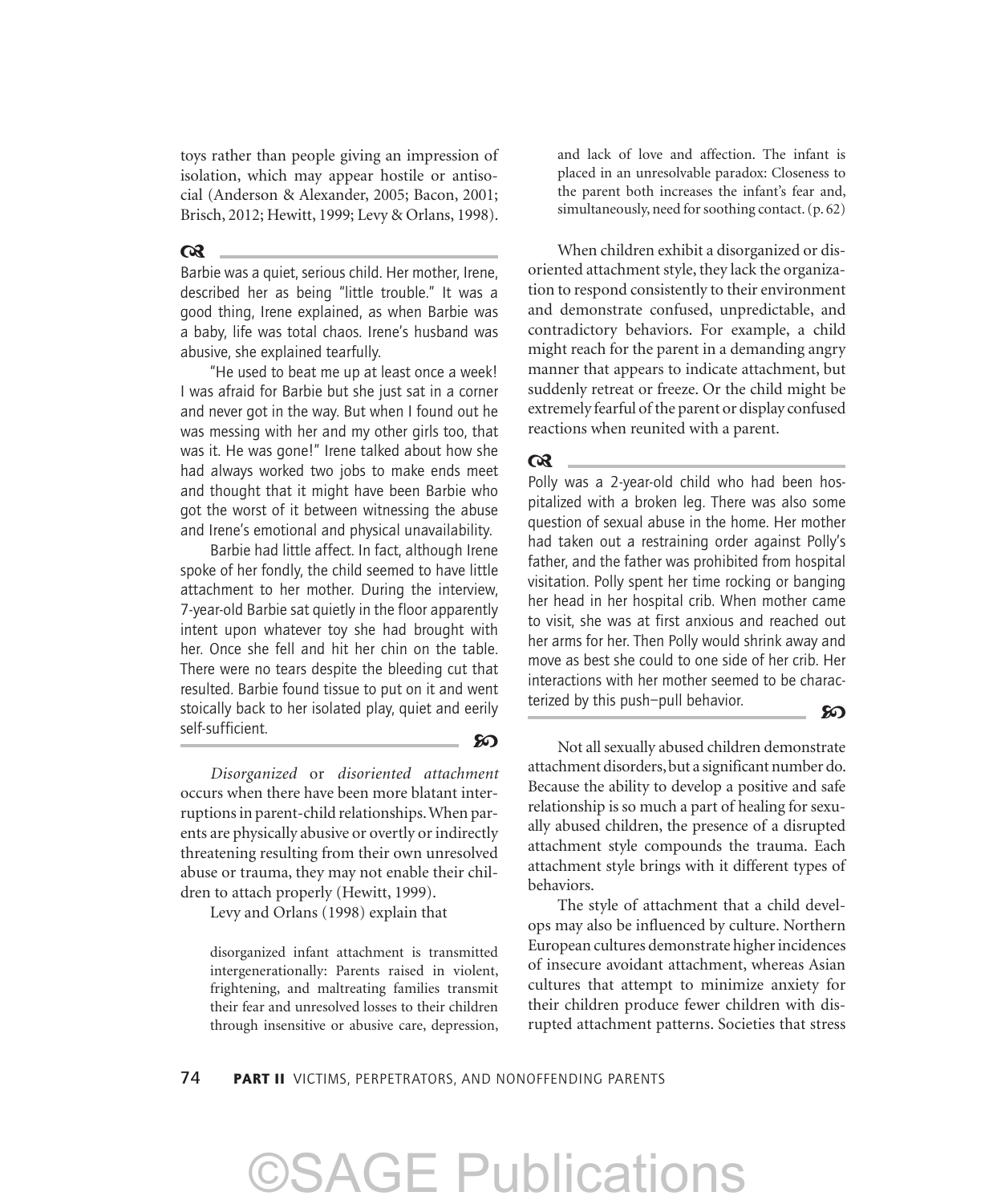toys rather than people giving an impression of isolation, which may appear hostile or antisocial (Anderson & Alexander, 2005; Bacon, 2001; Brisch, 2012; Hewitt, 1999; Levy & Orlans, 1998).

---

Barbie was a quiet, serious child. Her mother, Irene, described her as being "little trouble." It was a good thing, Irene explained, as when Barbie was a baby, life was total chaos. Irene's husband was abusive, she explained tearfully.

"He used to beat me up at least once a week! I was afraid for Barbie but she just sat in a corner and never got in the way. But when I found out he was messing with her and my other girls too, that was it. He was gone!" Irene talked about how she had always worked two jobs to make ends meet and thought that it might have been Barbie who got the worst of it between witnessing the abuse and Irene's emotional and physical unavailability.

Barbie had little affect. In fact, although Irene spoke of her fondly, the child seemed to have little attachment to her mother. During the interview, 7-year-old Barbie sat quietly in the floor apparently intent upon whatever toy she had brought with her. Once she fell and hit her chin on the table. There were no tears despite the bleeding cut that resulted. Barbie found tissue to put on it and went stoically back to her isolated play, quiet and eerily self-sufficient.

---

*Disorganized* or *disoriented attachment* occurs when there have been more blatant interruptions in parent-child relationships. When parents are physically abusive or overtly or indirectly threatening resulting from their own unresolved abuse or trauma, they may not enable their children to attach properly (Hewitt, 1999).

Levy and Orlans (1998) explain that

> disorganized infant attachment is transmitted intergenerationally: Parents raised in violent, frightening, and maltreating families transmit their fear and unresolved losses to their children through insensitive or abusive care, depression, and lack of love and affection. The infant is placed in an unresolvable paradox: Closeness to the parent both increases the infant's fear and, simultaneously, need for soothing contact. (p. 62)

When children exhibit a disorganized or disoriented attachment style, they lack the organization to respond consistently to their environment and demonstrate confused, unpredictable, and contradictory behaviors. For example, a child might reach for the parent in a demanding angry manner that appears to indicate attachment, but suddenly retreat or freeze. Or the child might be extremely fearful of the parent or display confused reactions when reunited with a parent.

---

Polly was a 2-year-old child who had been hospitalized with a broken leg. There was also some question of sexual abuse in the home. Her mother had taken out a restraining order against Polly's father, and the father was prohibited from hospital visitation. Polly spent her time rocking or banging her head in her hospital crib. When mother came to visit, she was at first anxious and reached out her arms for her. Then Polly would shrink away and move as best she could to one side of her crib. Her interactions with her mother seemed to be characterized by this push–pull behavior.

---

Not all sexually abused children demonstrate attachment disorders, but a significant number do. Because the ability to develop a positive and safe relationship is so much a part of healing for sexually abused children, the presence of a disrupted attachment style compounds the trauma. Each attachment style brings with it different types of behaviors.

The style of attachment that a child develops may also be influenced by culture. Northern European cultures demonstrate higher incidences of insecure avoidant attachment, whereas Asian cultures that attempt to minimize anxiety for their children produce fewer children with disrupted attachment patterns. Societies that stress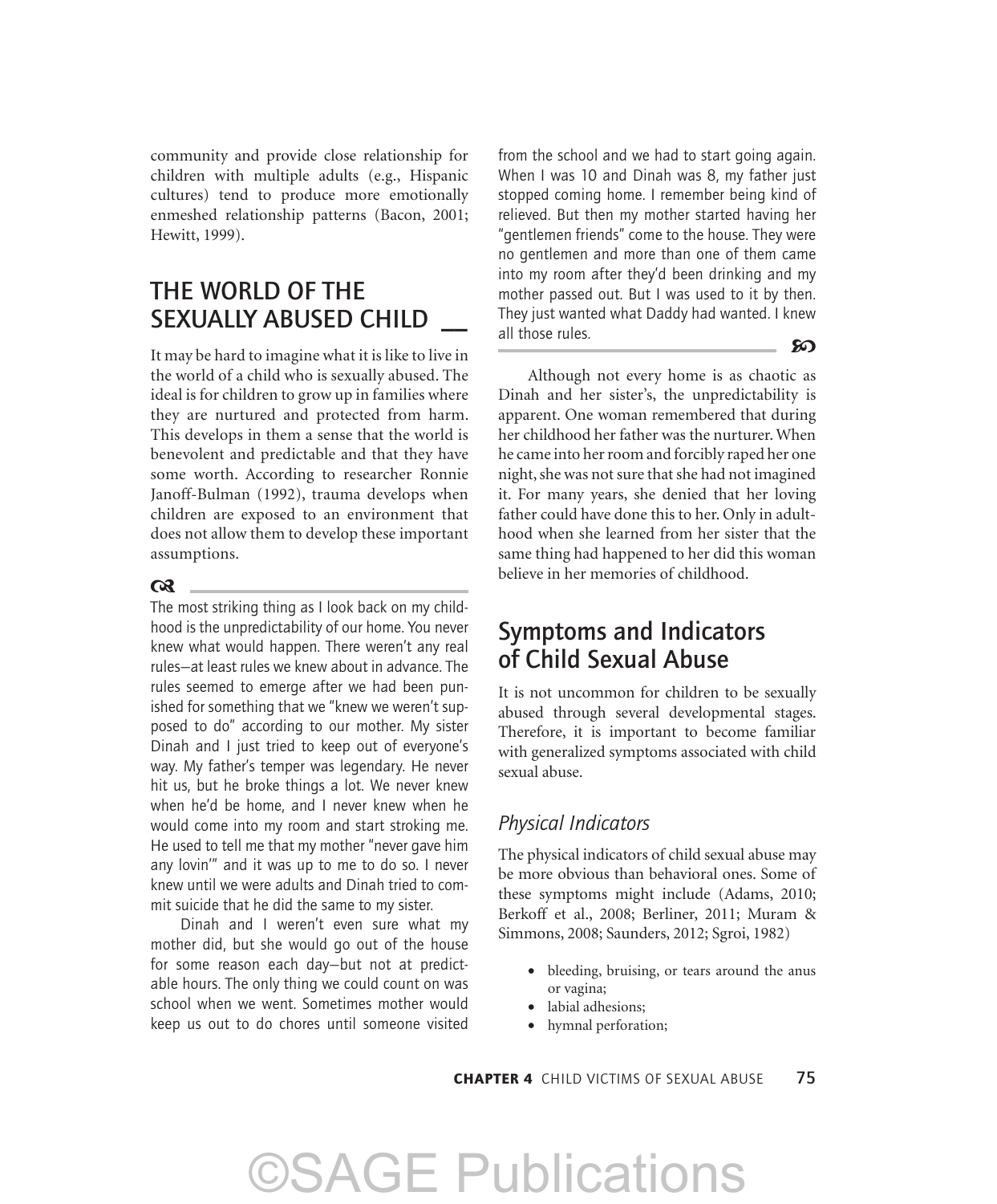community and provide close relationship for children with multiple adults (e.g., Hispanic cultures) tend to produce more emotionally enmeshed relationship patterns (Bacon, 2001; Hewitt, 1999).

## THE WORLD OF THE SEXUALLY ABUSED CHILD

It may be hard to imagine what it is like to live in the world of a child who is sexually abused. The ideal is for children to grow up in families where they are nurtured and protected from harm. This develops in them a sense that the world is benevolent and predictable and that they have some worth. According to researcher Ronnie Janoff-Bulman (1992), trauma develops when children are exposed to an environment that does not allow them to develop these important assumptions.

---

The most striking thing as I look back on my childhood is the unpredictability of our home. You never knew what would happen. There weren't any real rules—at least rules we knew about in advance. The rules seemed to emerge after we had been punished for something that we "knew we weren't supposed to do" according to our mother. My sister Dinah and I just tried to keep out of everyone's way. My father's temper was legendary. He never hit us, but he broke things a lot. We never knew when he'd be home, and I never knew when he would come into my room and start stroking me. He used to tell me that my mother "never gave him any lovin'" and it was up to me to do so. I never knew until we were adults and Dinah tried to commit suicide that he did the same to my sister.

Dinah and I weren't even sure what my mother did, but she would go out of the house for some reason each day—but not at predictable hours. The only thing we could count on was school when we went. Sometimes mother would keep us out to do chores until someone visited from the school and we had to start going again. When I was 10 and Dinah was 8, my father just stopped coming home. I remember being kind of relieved. But then my mother started having her "gentlemen friends" come to the house. They were no gentlemen and more than one of them came into my room after they'd been drinking and my mother passed out. But I was used to it by then. They just wanted what Daddy had wanted. I knew all those rules.

---

Although not every home is as chaotic as Dinah and her sister's, the unpredictability is apparent. One woman remembered that during her childhood her father was the nurturer. When he came into her room and forcibly raped her one night, she was not sure that she had not imagined it. For many years, she denied that her loving father could have done this to her. Only in adulthood when she learned from her sister that the same thing had happened to her did this woman believe in her memories of childhood.

### Symptoms and Indicators of Child Sexual Abuse

It is not uncommon for children to be sexually abused through several developmental stages. Therefore, it is important to become familiar with generalized symptoms associated with child sexual abuse.

#### *Physical Indicators*

The physical indicators of child sexual abuse may be more obvious than behavioral ones. Some of these symptoms might include (Adams, 2010; Berkoff et al., 2008; Berliner, 2011; Muram & Simmons, 2008; Saunders, 2012; Sgroi, 1982)

- bleeding, bruising, or tears around the anus or vagina;
- labial adhesions;
- hymnal perforation;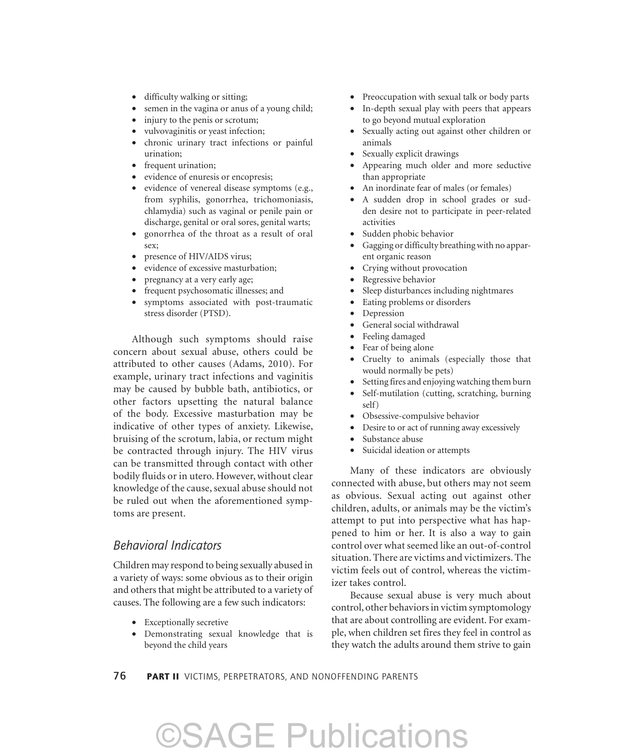- difficulty walking or sitting;
- semen in the vagina or anus of a young child;
- injury to the penis or scrotum;
- vulvovaginitis or yeast infection;
- chronic urinary tract infections or painful urination;
- frequent urination;
- evidence of enuresis or encopresis;
- evidence of venereal disease symptoms (e.g., from syphilis, gonorrhea, trichomoniasis, chlamydia) such as vaginal or penile pain or discharge, genital or oral sores, genital warts;
- gonorrhea of the throat as a result of oral sex;
- presence of HIV/AIDS virus;
- evidence of excessive masturbation;
- pregnancy at a very early age;
- frequent psychosomatic illnesses; and
- symptoms associated with post-traumatic stress disorder (PTSD).

Although such symptoms should raise concern about sexual abuse, others could be attributed to other causes (Adams, 2010). For example, urinary tract infections and vaginitis may be caused by bubble bath, antibiotics, or other factors upsetting the natural balance of the body. Excessive masturbation may be indicative of other types of anxiety. Likewise, bruising of the scrotum, labia, or rectum might be contracted through injury. The HIV virus can be transmitted through contact with other bodily fluids or in utero. However, without clear knowledge of the cause, sexual abuse should not be ruled out when the aforementioned symptoms are present.

### *Behavioral Indicators*

Children may respond to being sexually abused in a variety of ways: some obvious as to their origin and others that might be attributed to a variety of causes. The following are a few such indicators:

- Exceptionally secretive
- Demonstrating sexual knowledge that is beyond the child years
- Preoccupation with sexual talk or body parts
- In-depth sexual play with peers that appears to go beyond mutual exploration
- Sexually acting out against other children or animals
- Sexually explicit drawings
- Appearing much older and more seductive than appropriate
- An inordinate fear of males (or females)
- A sudden drop in school grades or sudden desire not to participate in peer-related activities
- Sudden phobic behavior
- Gagging or difficulty breathing with no apparent organic reason
- Crying without provocation
- Regressive behavior
- Sleep disturbances including nightmares
- Eating problems or disorders
- Depression
- General social withdrawal
- Feeling damaged
- Fear of being alone
- Cruelty to animals (especially those that would normally be pets)
- Setting fires and enjoying watching them burn
- Self-mutilation (cutting, scratching, burning self)
- Obsessive-compulsive behavior
- Desire to or act of running away excessively
- Substance abuse
- Suicidal ideation or attempts

Many of these indicators are obviously connected with abuse, but others may not seem as obvious. Sexual acting out against other children, adults, or animals may be the victim's attempt to put into perspective what has happened to him or her. It is also a way to gain control over what seemed like an out-of-control situation. There are victims and victimizers. The victim feels out of control, whereas the victimizer takes control.

Because sexual abuse is very much about control, other behaviors in victim symptomology that are about controlling are evident. For example, when children set fires they feel in control as they watch the adults around them strive to gain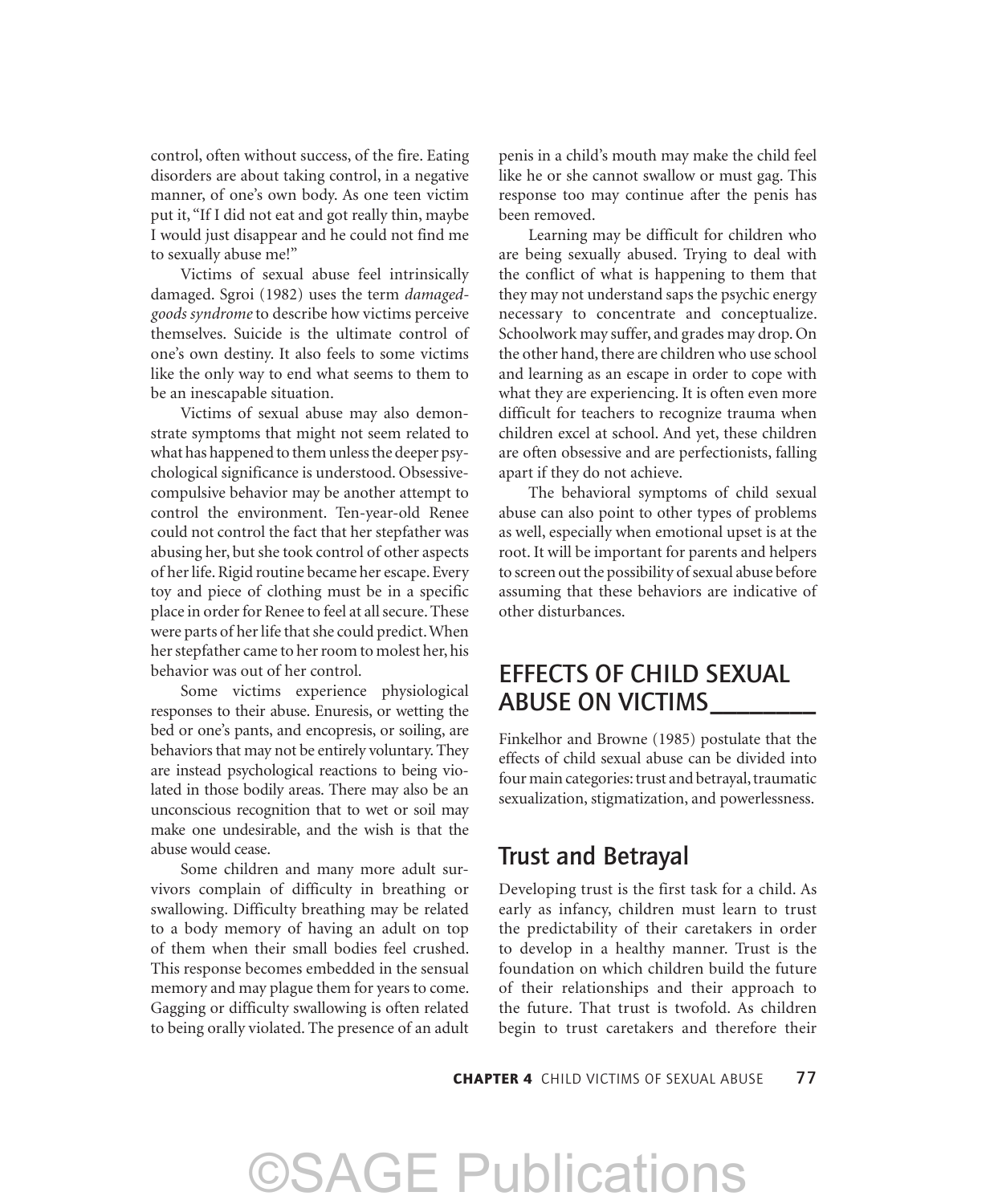control, often without success, of the fire. Eating disorders are about taking control, in a negative manner, of one's own body. As one teen victim put it, "If I did not eat and got really thin, maybe I would just disappear and he could not find me to sexually abuse me!"

Victims of sexual abuse feel intrinsically damaged. Sgroi (1982) uses the term *damaged-goods syndrome* to describe how victims perceive themselves. Suicide is the ultimate control of one's own destiny. It also feels to some victims like the only way to end what seems to them to be an inescapable situation.

Victims of sexual abuse may also demonstrate symptoms that might not seem related to what has happened to them unless the deeper psychological significance is understood. Obsessive-compulsive behavior may be another attempt to control the environment. Ten-year-old Renee could not control the fact that her stepfather was abusing her, but she took control of other aspects of her life. Rigid routine became her escape. Every toy and piece of clothing must be in a specific place in order for Renee to feel at all secure. These were parts of her life that she could predict. When her stepfather came to her room to molest her, his behavior was out of her control.

Some victims experience physiological responses to their abuse. Enuresis, or wetting the bed or one's pants, and encopresis, or soiling, are behaviors that may not be entirely voluntary. They are instead psychological reactions to being violated in those bodily areas. There may also be an unconscious recognition that to wet or soil may make one undesirable, and the wish is that the abuse would cease.

Some children and many more adult survivors complain of difficulty in breathing or swallowing. Difficulty breathing may be related to a body memory of having an adult on top of them when their small bodies feel crushed. This response becomes embedded in the sensual memory and may plague them for years to come. Gagging or difficulty swallowing is often related to being orally violated. The presence of an adult penis in a child's mouth may make the child feel like he or she cannot swallow or must gag. This response too may continue after the penis has been removed.

Learning may be difficult for children who are being sexually abused. Trying to deal with the conflict of what is happening to them that they may not understand saps the psychic energy necessary to concentrate and conceptualize. Schoolwork may suffer, and grades may drop. On the other hand, there are children who use school and learning as an escape in order to cope with what they are experiencing. It is often even more difficult for teachers to recognize trauma when children excel at school. And yet, these children are often obsessive and are perfectionists, falling apart if they do not achieve.

The behavioral symptoms of child sexual abuse can also point to other types of problems as well, especially when emotional upset is at the root. It will be important for parents and helpers to screen out the possibility of sexual abuse before assuming that these behaviors are indicative of other disturbances.

## EFFECTS OF CHILD SEXUAL ABUSE ON VICTIMS

Finkelhor and Browne (1985) postulate that the effects of child sexual abuse can be divided into four main categories: trust and betrayal, traumatic sexualization, stigmatization, and powerlessness.

### Trust and Betrayal

Developing trust is the first task for a child. As early as infancy, children must learn to trust the predictability of their caretakers in order to develop in a healthy manner. Trust is the foundation on which children build the future of their relationships and their approach to the future. That trust is twofold. As children begin to trust caretakers and therefore their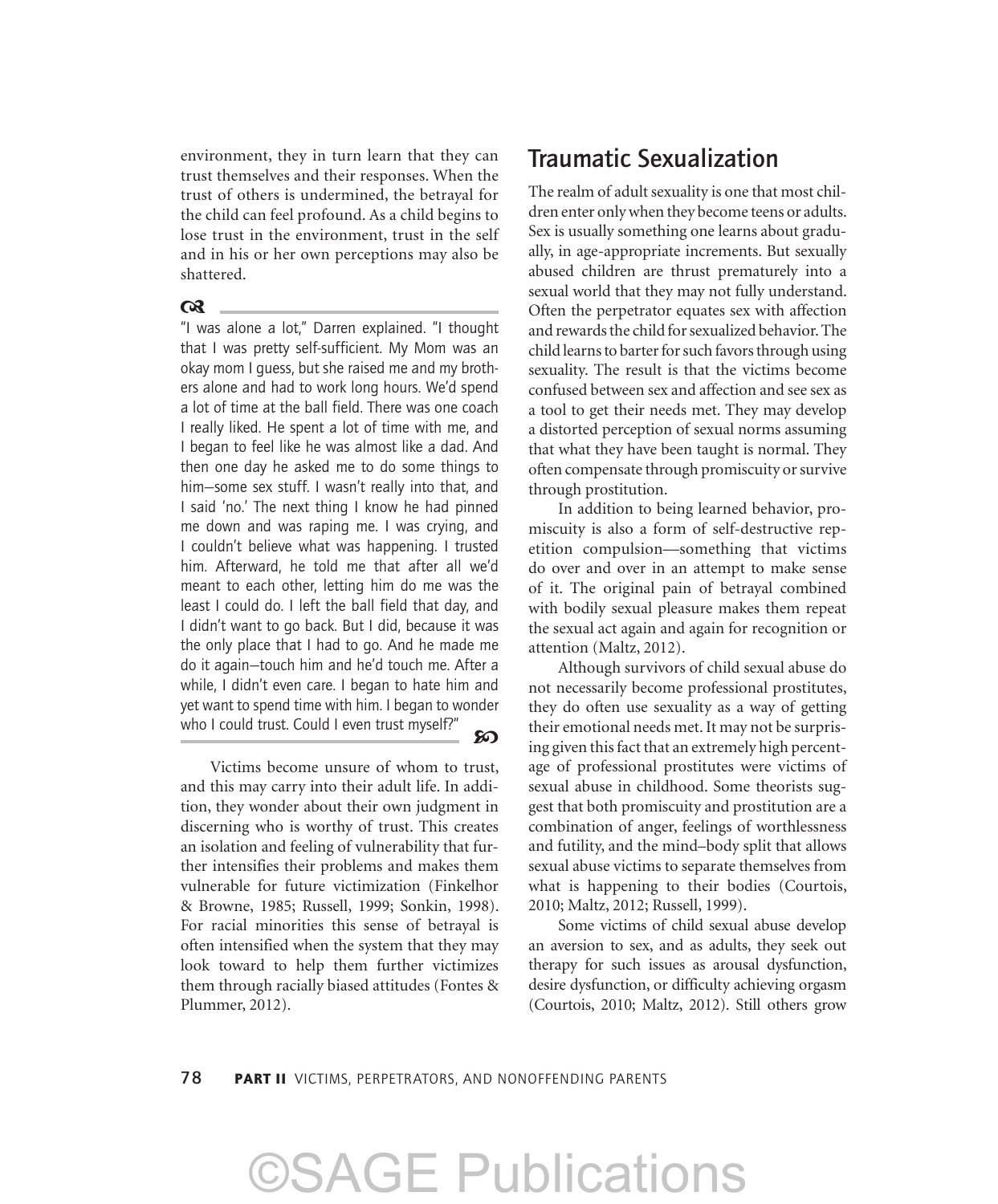environment, they in turn learn that they can trust themselves and their responses. When the trust of others is undermined, the betrayal for the child can feel profound. As a child begins to lose trust in the environment, trust in the self and in his or her own perceptions may also be shattered.

---

"I was alone a lot," Darren explained. "I thought that I was pretty self-sufficient. My Mom was an okay mom I guess, but she raised me and my brothers alone and had to work long hours. We'd spend a lot of time at the ball field. There was one coach I really liked. He spent a lot of time with me, and I began to feel like he was almost like a dad. And then one day he asked me to do some things to him—some sex stuff. I wasn't really into that, and I said 'no.' The next thing I know he had pinned me down and was raping me. I was crying, and I couldn't believe what was happening. I trusted him. Afterward, he told me that after all we'd meant to each other, letting him do me was the least I could do. I left the ball field that day, and I didn't want to go back. But I did, because it was the only place that I had to go. And he made me do it again—touch him and he'd touch me. After a while, I didn't even care. I began to hate him and yet want to spend time with him. I began to wonder who I could trust. Could I even trust myself?"

---

Victims become unsure of whom to trust, and this may carry into their adult life. In addition, they wonder about their own judgment in discerning who is worthy of trust. This creates an isolation and feeling of vulnerability that further intensifies their problems and makes them vulnerable for future victimization (Finkelhor & Browne, 1985; Russell, 1999; Sonkin, 1998). For racial minorities this sense of betrayal is often intensified when the system that they may look toward to help them further victimizes them through racially biased attitudes (Fontes & Plummer, 2012).

## Traumatic Sexualization

The realm of adult sexuality is one that most children enter only when they become teens or adults. Sex is usually something one learns about gradually, in age-appropriate increments. But sexually abused children are thrust prematurely into a sexual world that they may not fully understand. Often the perpetrator equates sex with affection and rewards the child for sexualized behavior. The child learns to barter for such favors through using sexuality. The result is that the victims become confused between sex and affection and see sex as a tool to get their needs met. They may develop a distorted perception of sexual norms assuming that what they have been taught is normal. They often compensate through promiscuity or survive through prostitution.

In addition to being learned behavior, promiscuity is also a form of self-destructive repetition compulsion—something that victims do over and over in an attempt to make sense of it. The original pain of betrayal combined with bodily sexual pleasure makes them repeat the sexual act again and again for recognition or attention (Maltz, 2012).

Although survivors of child sexual abuse do not necessarily become professional prostitutes, they do often use sexuality as a way of getting their emotional needs met. It may not be surprising given this fact that an extremely high percentage of professional prostitutes were victims of sexual abuse in childhood. Some theorists suggest that both promiscuity and prostitution are a combination of anger, feelings of worthlessness and futility, and the mind–body split that allows sexual abuse victims to separate themselves from what is happening to their bodies (Courtois, 2010; Maltz, 2012; Russell, 1999).

Some victims of child sexual abuse develop an aversion to sex, and as adults, they seek out therapy for such issues as arousal dysfunction, desire dysfunction, or difficulty achieving orgasm (Courtois, 2010; Maltz, 2012). Still others grow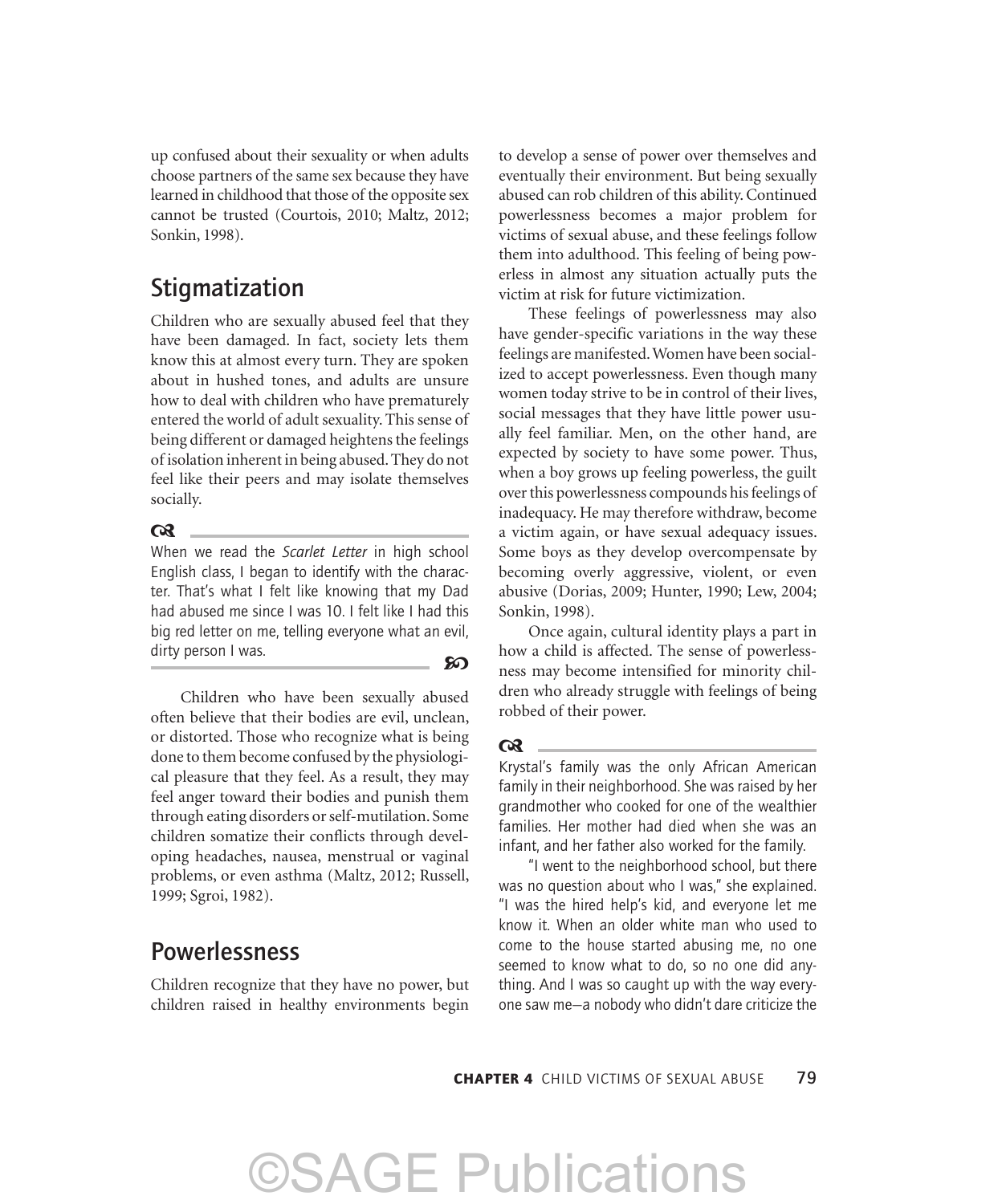up confused about their sexuality or when adults choose partners of the same sex because they have learned in childhood that those of the opposite sex cannot be trusted (Courtois, 2010; Maltz, 2012; Sonkin, 1998).

## Stigmatization

Children who are sexually abused feel that they have been damaged. In fact, society lets them know this at almost every turn. They are spoken about in hushed tones, and adults are unsure how to deal with children who have prematurely entered the world of adult sexuality. This sense of being different or damaged heightens the feelings of isolation inherent in being abused. They do not feel like their peers and may isolate themselves socially.

---

When we read the *Scarlet Letter* in high school English class, I began to identify with the character. That's what I felt like knowing that my Dad had abused me since I was 10. I felt like I had this big red letter on me, telling everyone what an evil, dirty person I was.

---

Children who have been sexually abused often believe that their bodies are evil, unclean, or distorted. Those who recognize what is being done to them become confused by the physiological pleasure that they feel. As a result, they may feel anger toward their bodies and punish them through eating disorders or self-mutilation. Some children somatize their conflicts through developing headaches, nausea, menstrual or vaginal problems, or even asthma (Maltz, 2012; Russell, 1999; Sgroi, 1982).

## Powerlessness

Children recognize that they have no power, but children raised in healthy environments begin to develop a sense of power over themselves and eventually their environment. But being sexually abused can rob children of this ability. Continued powerlessness becomes a major problem for victims of sexual abuse, and these feelings follow them into adulthood. This feeling of being powerless in almost any situation actually puts the victim at risk for future victimization.

These feelings of powerlessness may also have gender-specific variations in the way these feelings are manifested. Women have been socialized to accept powerlessness. Even though many women today strive to be in control of their lives, social messages that they have little power usually feel familiar. Men, on the other hand, are expected by society to have some power. Thus, when a boy grows up feeling powerless, the guilt over this powerlessness compounds his feelings of inadequacy. He may therefore withdraw, become a victim again, or have sexual adequacy issues. Some boys as they develop overcompensate by becoming overly aggressive, violent, or even abusive (Dorias, 2009; Hunter, 1990; Lew, 2004; Sonkin, 1998).

Once again, cultural identity plays a part in how a child is affected. The sense of powerlessness may become intensified for minority children who already struggle with feelings of being robbed of their power.

---

Krystal's family was the only African American family in their neighborhood. She was raised by her grandmother who cooked for one of the wealthier families. Her mother had died when she was an infant, and her father also worked for the family.

"I went to the neighborhood school, but there was no question about who I was," she explained. "I was the hired help's kid, and everyone let me know it. When an older white man who used to come to the house started abusing me, no one seemed to know what to do, so no one did anything. And I was so caught up with the way everyone saw me—a nobody who didn't dare criticize the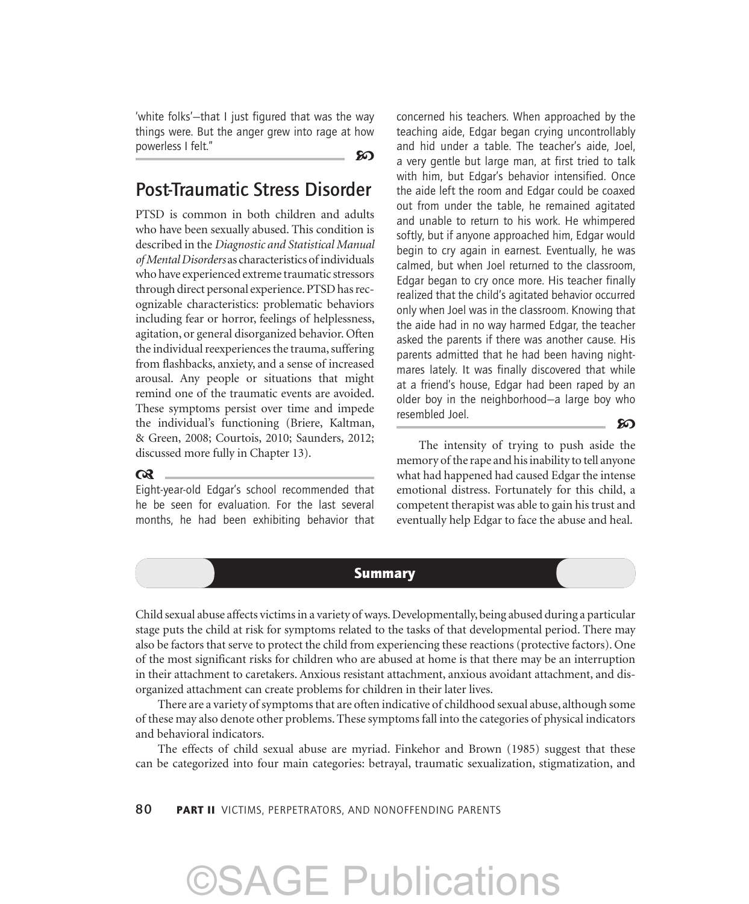'white folks'—that I just figured that was the way things were. But the anger grew into rage at how powerless I felt."

## Post-Traumatic Stress Disorder

PTSD is common in both children and adults who have been sexually abused. This condition is described in the *Diagnostic and Statistical Manual of Mental Disorders* as characteristics of individuals who have experienced extreme traumatic stressors through direct personal experience. PTSD has recognizable characteristics: problematic behaviors including fear or horror, feelings of helplessness, agitation, or general disorganized behavior. Often the individual reexperiences the trauma, suffering from flashbacks, anxiety, and a sense of increased arousal. Any people or situations that might remind one of the traumatic events are avoided. These symptoms persist over time and impede the individual's functioning (Briere, Kaltman, & Green, 2008; Courtois, 2010; Saunders, 2012; discussed more fully in Chapter 13).

Eight-year-old Edgar's school recommended that he be seen for evaluation. For the last several months, he had been exhibiting behavior that concerned his teachers. When approached by the teaching aide, Edgar began crying uncontrollably and hid under a table. The teacher's aide, Joel, a very gentle but large man, at first tried to talk with him, but Edgar's behavior intensified. Once the aide left the room and Edgar could be coaxed out from under the table, he remained agitated and unable to return to his work. He whimpered softly, but if anyone approached him, Edgar would begin to cry again in earnest. Eventually, he was calmed, but when Joel returned to the classroom, Edgar began to cry once more. His teacher finally realized that the child's agitated behavior occurred only when Joel was in the classroom. Knowing that the aide had in no way harmed Edgar, the teacher asked the parents if there was another cause. His parents admitted that he had been having nightmares lately. It was finally discovered that while at a friend's house, Edgar had been raped by an older boy in the neighborhood—a large boy who resembled Joel.

The intensity of trying to push aside the memory of the rape and his inability to tell anyone what had happened had caused Edgar the intense emotional distress. Fortunately for this child, a competent therapist was able to gain his trust and eventually help Edgar to face the abuse and heal.

## Summary

Child sexual abuse affects victims in a variety of ways. Developmentally, being abused during a particular stage puts the child at risk for symptoms related to the tasks of that developmental period. There may also be factors that serve to protect the child from experiencing these reactions (protective factors). One of the most significant risks for children who are abused at home is that there may be an interruption in their attachment to caretakers. Anxious resistant attachment, anxious avoidant attachment, and disorganized attachment can create problems for children in their later lives.

There are a variety of symptoms that are often indicative of childhood sexual abuse, although some of these may also denote other problems. These symptoms fall into the categories of physical indicators and behavioral indicators.

The effects of child sexual abuse are myriad. Finkehor and Brown (1985) suggest that these can be categorized into four main categories: betrayal, traumatic sexualization, stigmatization, and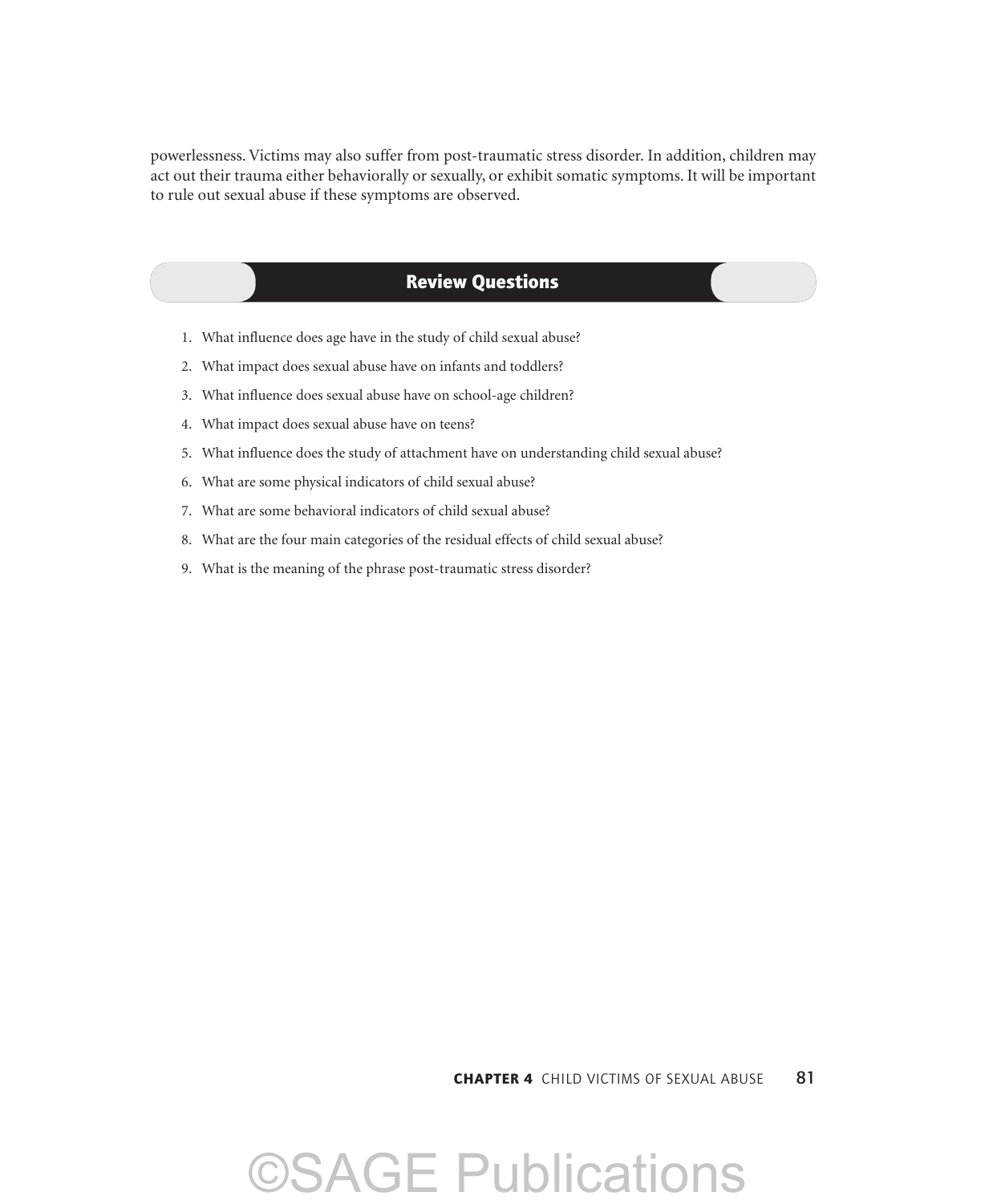powerlessness. Victims may also suffer from post-traumatic stress disorder. In addition, children may act out their trauma either behaviorally or sexually, or exhibit somatic symptoms. It will be important to rule out sexual abuse if these symptoms are observed.

## Review Questions

1. What influence does age have in the study of child sexual abuse?
2. What impact does sexual abuse have on infants and toddlers?
3. What influence does sexual abuse have on school-age children?
4. What impact does sexual abuse have on teens?
5. What influence does the study of attachment have on understanding child sexual abuse?
6. What are some physical indicators of child sexual abuse?
7. What are some behavioral indicators of child sexual abuse?
8. What are the four main categories of the residual effects of child sexual abuse?
9. What is the meaning of the phrase post-traumatic stress disorder?

©SAGE Publications